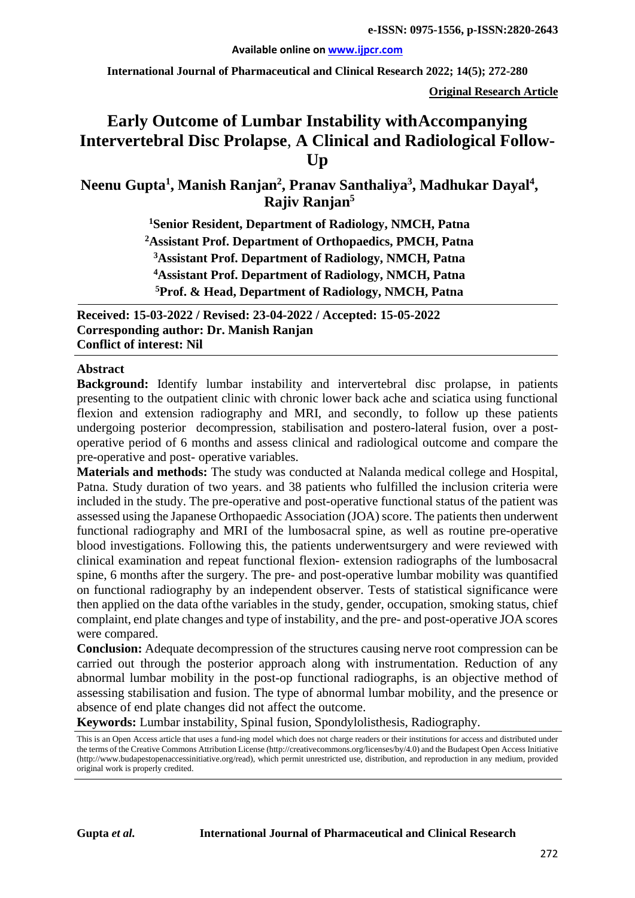**e-ISSN: 0975-1556, p-ISSN:2820-2643**

**Available online on www.ijpcr.com**

**International Journal of Pharmaceutical and Clinical Research 2022; 14(5); 272-280**

**Original Research Article**

# Early Outcome of Lumbar Instability with Accompanying Intervertebral Disc Prolapse, A Clinical and Radiological Follow-Up

**Neenu Gupta[1], Manish Ranjan[2], Pranav Santhaliya[3], Madhukar Dayal[4], Rajiv Ranjan[5]**

[1]Senior Resident, Department of Radiology, NMCH, Patna

[2]Assistant Prof. Department of Orthopaedics, PMCH, Patna

[3]Assistant Prof. Department of Radiology, NMCH, Patna

[4]Assistant Prof. Department of Radiology, NMCH, Patna

[5]Prof. & Head, Department of Radiology, NMCH, Patna

**Received: 15-03-2022 / Revised: 23-04-2022 / Accepted: 15-05-2022**
**Corresponding author: Dr. Manish Ranjan**
**Conflict of interest: Nil**

## Abstract

**Background:** Identify lumbar instability and intervertebral disc prolapse, in patients presenting to the outpatient clinic with chronic lower back ache and sciatica using functional flexion and extension radiography and MRI, and secondly, to follow up these patients undergoing posterior decompression, stabilisation and postero-lateral fusion, over a post-operative period of 6 months and assess clinical and radiological outcome and compare the pre-operative and post- operative variables.

**Materials and methods:** The study was conducted at Nalanda medical college and Hospital, Patna. Study duration of two years. and 38 patients who fulfilled the inclusion criteria were included in the study. The pre-operative and post-operative functional status of the patient was assessed using the Japanese Orthopaedic Association (JOA) score. The patients then underwent functional radiography and MRI of the lumbosacral spine, as well as routine pre-operative blood investigations. Following this, the patients underwentsurgery and were reviewed with clinical examination and repeat functional flexion- extension radiographs of the lumbosacral spine, 6 months after the surgery. The pre- and post-operative lumbar mobility was quantified on functional radiography by an independent observer. Tests of statistical significance were then applied on the data ofthe variables in the study, gender, occupation, smoking status, chief complaint, end plate changes and type of instability, and the pre- and post-operative JOA scores were compared.

**Conclusion:** Adequate decompression of the structures causing nerve root compression can be carried out through the posterior approach along with instrumentation. Reduction of any abnormal lumbar mobility in the post-op functional radiographs, is an objective method of assessing stabilisation and fusion. The type of abnormal lumbar mobility, and the presence or absence of end plate changes did not affect the outcome.

**Keywords:** Lumbar instability, Spinal fusion, Spondylolisthesis, Radiography.

This is an Open Access article that uses a fund-ing model which does not charge readers or their institutions for access and distributed under the terms of the Creative Commons Attribution License (http://creativecommons.org/licenses/by/4.0) and the Budapest Open Access Initiative (http://www.budapestopenaccessinitiative.org/read), which permit unrestricted use, distribution, and reproduction in any medium, provided original work is properly credited.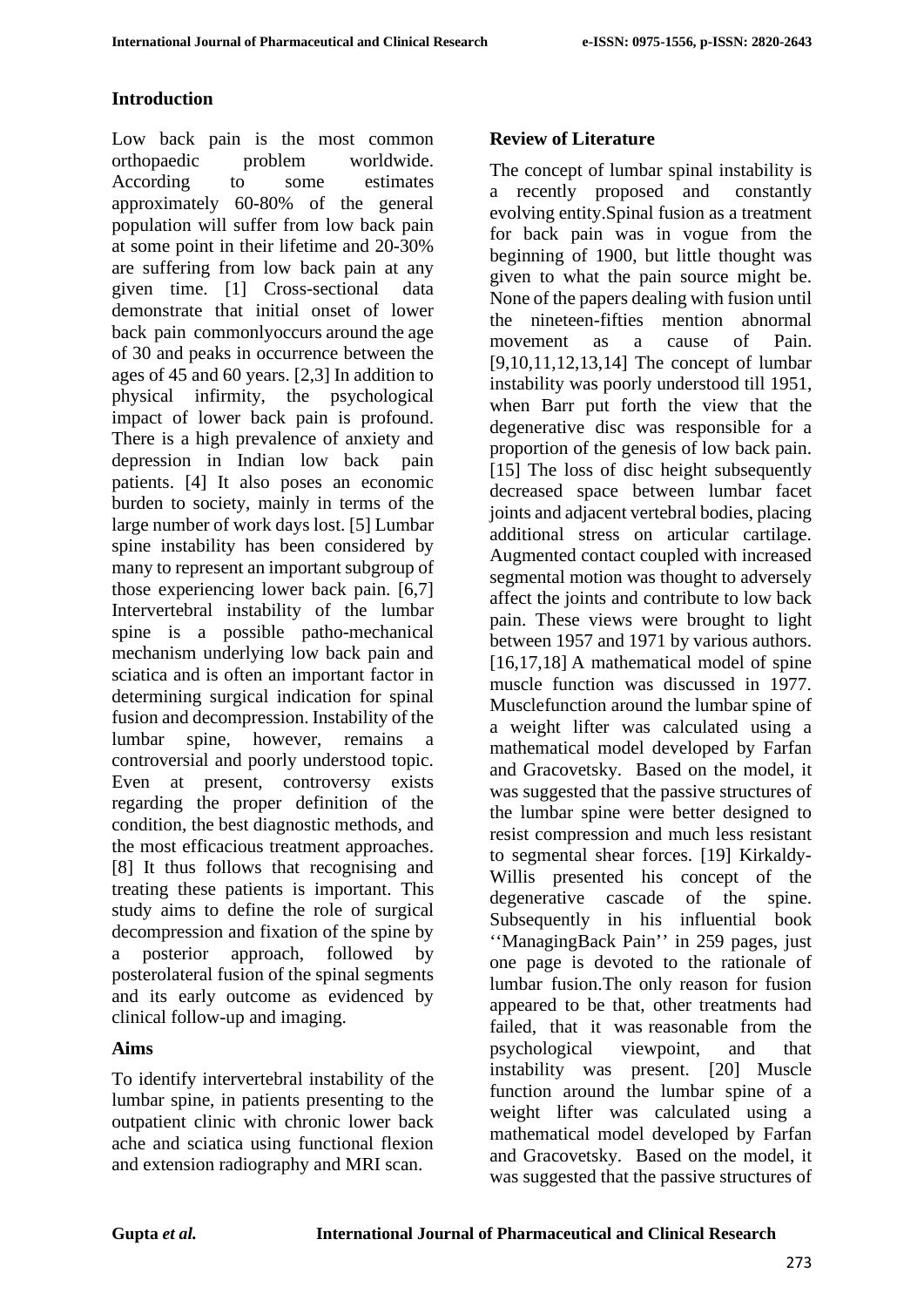## Introduction

Low back pain is the most common orthopaedic problem worldwide. According to some estimates approximately 60-80% of the general population will suffer from low back pain at some point in their lifetime and 20-30% are suffering from low back pain at any given time. [1] Cross-sectional data demonstrate that initial onset of lower back pain commonlyoccurs around the age of 30 and peaks in occurrence between the ages of 45 and 60 years. [2,3] In addition to physical infirmity, the psychological impact of lower back pain is profound. There is a high prevalence of anxiety and depression in Indian low back pain patients. [4] It also poses an economic burden to society, mainly in terms of the large number of work days lost. [5] Lumbar spine instability has been considered by many to represent an important subgroup of those experiencing lower back pain. [6,7] Intervertebral instability of the lumbar spine is a possible patho-mechanical mechanism underlying low back pain and sciatica and is often an important factor in determining surgical indication for spinal fusion and decompression. Instability of the lumbar spine, however, remains a controversial and poorly understood topic. Even at present, controversy exists regarding the proper definition of the condition, the best diagnostic methods, and the most efficacious treatment approaches. [8] It thus follows that recognising and treating these patients is important. This study aims to define the role of surgical decompression and fixation of the spine by a posterior approach, followed by posterolateral fusion of the spinal segments and its early outcome as evidenced by clinical follow-up and imaging.

## Aims

To identify intervertebral instability of the lumbar spine, in patients presenting to the outpatient clinic with chronic lower back ache and sciatica using functional flexion and extension radiography and MRI scan.

## Review of Literature

The concept of lumbar spinal instability is a recently proposed and constantly evolving entity.Spinal fusion as a treatment for back pain was in vogue from the beginning of 1900, but little thought was given to what the pain source might be. None of the papers dealing with fusion until the nineteen-fifties mention abnormal movement as a cause of Pain. [9,10,11,12,13,14] The concept of lumbar instability was poorly understood till 1951, when Barr put forth the view that the degenerative disc was responsible for a proportion of the genesis of low back pain. [15] The loss of disc height subsequently decreased space between lumbar facet joints and adjacent vertebral bodies, placing additional stress on articular cartilage. Augmented contact coupled with increased segmental motion was thought to adversely affect the joints and contribute to low back pain. These views were brought to light between 1957 and 1971 by various authors. [16,17,18] A mathematical model of spine muscle function was discussed in 1977. Musclefunction around the lumbar spine of a weight lifter was calculated using a mathematical model developed by Farfan and Gracovetsky. Based on the model, it was suggested that the passive structures of the lumbar spine were better designed to resist compression and much less resistant to segmental shear forces. [19] Kirkaldy-Willis presented his concept of the degenerative cascade of the spine. Subsequently in his influential book ''ManagingBack Pain'' in 259 pages, just one page is devoted to the rationale of lumbar fusion.The only reason for fusion appeared to be that, other treatments had failed, that it was reasonable from the psychological viewpoint, and that instability was present. [20] Muscle function around the lumbar spine of a weight lifter was calculated using a mathematical model developed by Farfan and Gracovetsky. Based on the model, it was suggested that the passive structures of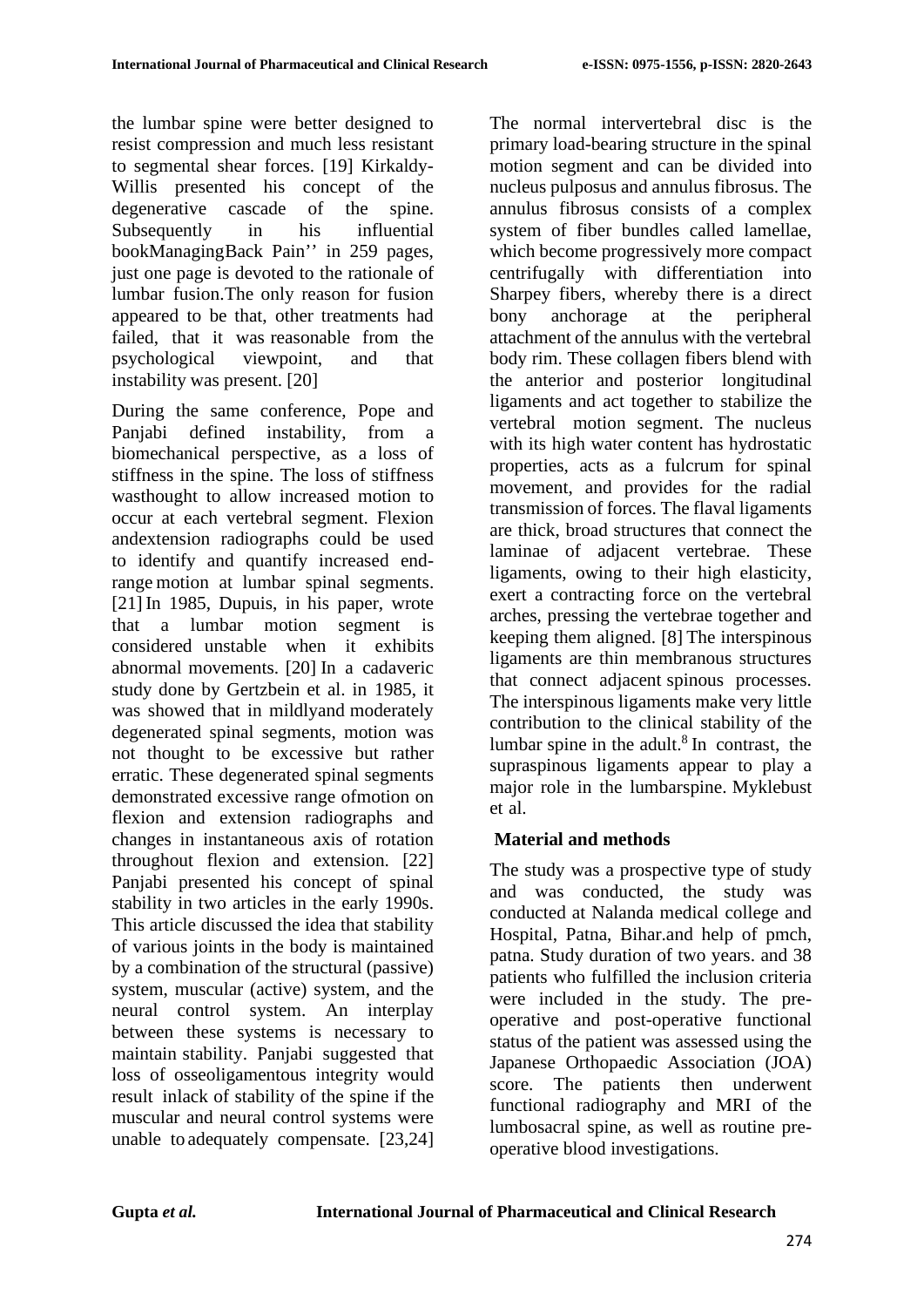the lumbar spine were better designed to resist compression and much less resistant to segmental shear forces. [19] Kirkaldy-Willis presented his concept of the degenerative cascade of the spine. Subsequently in his influential bookManagingBack Pain'' in 259 pages, just one page is devoted to the rationale of lumbar fusion.The only reason for fusion appeared to be that, other treatments had failed, that it was reasonable from the psychological viewpoint, and that instability was present. [20]

During the same conference, Pope and Panjabi defined instability, from a biomechanical perspective, as a loss of stiffness in the spine. The loss of stiffness wasthought to allow increased motion to occur at each vertebral segment. Flexion andextension radiographs could be used to identify and quantify increased end-range motion at lumbar spinal segments. [21] In 1985, Dupuis, in his paper, wrote that a lumbar motion segment is considered unstable when it exhibits abnormal movements. [20] In a cadaveric study done by Gertzbein et al. in 1985, it was showed that in mildlyand moderately degenerated spinal segments, motion was not thought to be excessive but rather erratic. These degenerated spinal segments demonstrated excessive range ofmotion on flexion and extension radiographs and changes in instantaneous axis of rotation throughout flexion and extension. [22] Panjabi presented his concept of spinal stability in two articles in the early 1990s. This article discussed the idea that stability of various joints in the body is maintained by a combination of the structural (passive) system, muscular (active) system, and the neural control system. An interplay between these systems is necessary to maintain stability. Panjabi suggested that loss of osseoligamentous integrity would result inlack of stability of the spine if the muscular and neural control systems were unable to adequately compensate. [23,24]

The normal intervertebral disc is the primary load-bearing structure in the spinal motion segment and can be divided into nucleus pulposus and annulus fibrosus. The annulus fibrosus consists of a complex system of fiber bundles called lamellae, which become progressively more compact centrifugally with differentiation into Sharpey fibers, whereby there is a direct bony anchorage at the peripheral attachment of the annulus with the vertebral body rim. These collagen fibers blend with the anterior and posterior longitudinal ligaments and act together to stabilize the vertebral motion segment. The nucleus with its high water content has hydrostatic properties, acts as a fulcrum for spinal movement, and provides for the radial transmission of forces. The flaval ligaments are thick, broad structures that connect the laminae of adjacent vertebrae. These ligaments, owing to their high elasticity, exert a contracting force on the vertebral arches, pressing the vertebrae together and keeping them aligned. [8] The interspinous ligaments are thin membranous structures that connect adjacent spinous processes. The interspinous ligaments make very little contribution to the clinical stability of the lumbar spine in the adult.[8] In contrast, the supraspinous ligaments appear to play a major role in the lumbarspine. Myklebust et al.

## Material and methods

The study was a prospective type of study and was conducted, the study was conducted at Nalanda medical college and Hospital, Patna, Bihar.and help of pmch, patna. Study duration of two years. and 38 patients who fulfilled the inclusion criteria were included in the study. The pre-operative and post-operative functional status of the patient was assessed using the Japanese Orthopaedic Association (JOA) score. The patients then underwent functional radiography and MRI of the lumbosacral spine, as well as routine pre-operative blood investigations.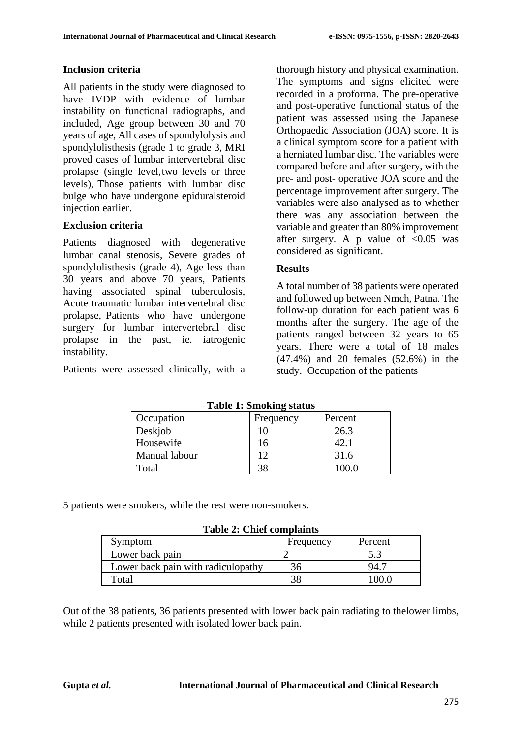### Inclusion criteria

All patients in the study were diagnosed to have IVDP with evidence of lumbar instability on functional radiographs, and included, Age group between 30 and 70 years of age, All cases of spondylolysis and spondylolisthesis (grade 1 to grade 3, MRI proved cases of lumbar intervertebral disc prolapse (single level,two levels or three levels), Those patients with lumbar disc bulge who have undergone epiduralsteroid injection earlier.

### Exclusion criteria

Patients diagnosed with degenerative lumbar canal stenosis, Severe grades of spondylolisthesis (grade 4), Age less than 30 years and above 70 years, Patients having associated spinal tuberculosis, Acute traumatic lumbar intervertebral disc prolapse, Patients who have undergone surgery for lumbar intervertebral disc prolapse in the past, ie. iatrogenic instability.

Patients were assessed clinically, with a thorough history and physical examination. The symptoms and signs elicited were recorded in a proforma. The pre-operative and post-operative functional status of the patient was assessed using the Japanese Orthopaedic Association (JOA) score. It is a clinical symptom score for a patient with a herniated lumbar disc. The variables were compared before and after surgery, with the pre- and post- operative JOA score and the percentage improvement after surgery. The variables were also analysed as to whether there was any association between the variable and greater than 80% improvement after surgery. A p value of $<0.05$ was considered as significant.

### Results

A total number of 38 patients were operated and followed up between Nmch, Patna. The follow-up duration for each patient was 6 months after the surgery. The age of the patients ranged between 32 years to 65 years. There were a total of 18 males (47.4%) and 20 females (52.6%) in the study. Occupation of the patients

**Table 1: Smoking status**

| Occupation | Frequency | Percent |
|---|---|---|
| Deskjob | 10 | 26.3 |
| Housewife | 16 | 42.1 |
| Manual labour | 12 | 31.6 |
| Total | 38 | 100.0 |

5 patients were smokers, while the rest were non-smokers.

**Table 2: Chief complaints**

| Symptom | Frequency | Percent |
|---|---|---|
| Lower back pain | 2 | 5.3 |
| Lower back pain with radiculopathy | 36 | 94.7 |
| Total | 38 | 100.0 |

Out of the 38 patients, 36 patients presented with lower back pain radiating to thelower limbs, while 2 patients presented with isolated lower back pain.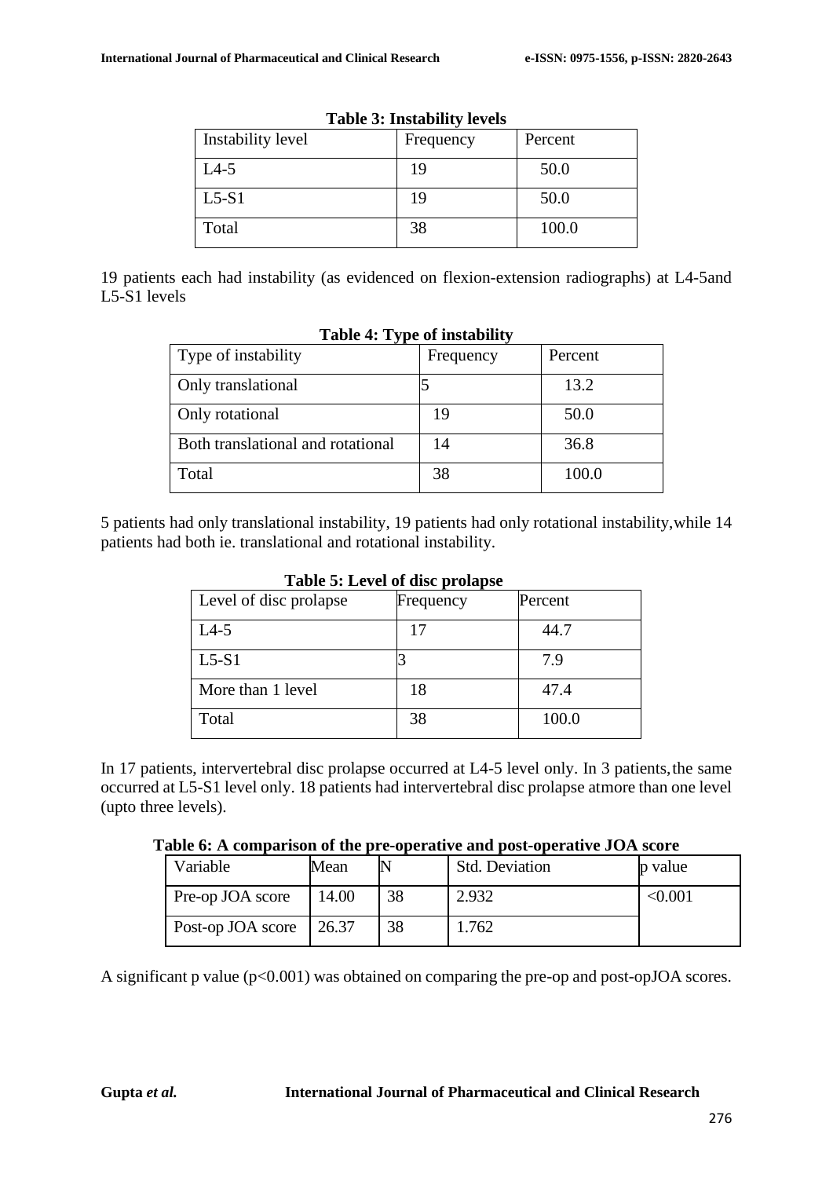**Table 3: Instability levels**

| Instability level | Frequency | Percent |
|---|---|---|
| L4-5 | 19 | 50.0 |
| L5-S1 | 19 | 50.0 |
| Total | 38 | 100.0 |

19 patients each had instability (as evidenced on flexion-extension radiographs) at L4-5and L5-S1 levels

**Table 4: Type of instability**

| Type of instability | Frequency | Percent |
|---|---|---|
| Only translational | 5 | 13.2 |
| Only rotational | 19 | 50.0 |
| Both translational and rotational | 14 | 36.8 |
| Total | 38 | 100.0 |

5 patients had only translational instability, 19 patients had only rotational instability,while 14 patients had both ie. translational and rotational instability.

**Table 5: Level of disc prolapse**

| Level of disc prolapse | Frequency | Percent |
|---|---|---|
| L4-5 | 17 | 44.7 |
| L5-S1 | 3 | 7.9 |
| More than 1 level | 18 | 47.4 |
| Total | 38 | 100.0 |

In 17 patients, intervertebral disc prolapse occurred at L4-5 level only. In 3 patients,the same occurred at L5-S1 level only. 18 patients had intervertebral disc prolapse atmore than one level (upto three levels).

**Table 6: A comparison of the pre-operative and post-operative JOA score**

| Variable | Mean | N | Std. Deviation | p value |
|---|---|---|---|---|
| Pre-op JOA score | 14.00 | 38 | 2.932 | <0.001 |
| Post-op JOA score | 26.37 | 38 | 1.762 | |

A significant p value ($p<0.001$) was obtained on comparing the pre-op and post-opJOA scores.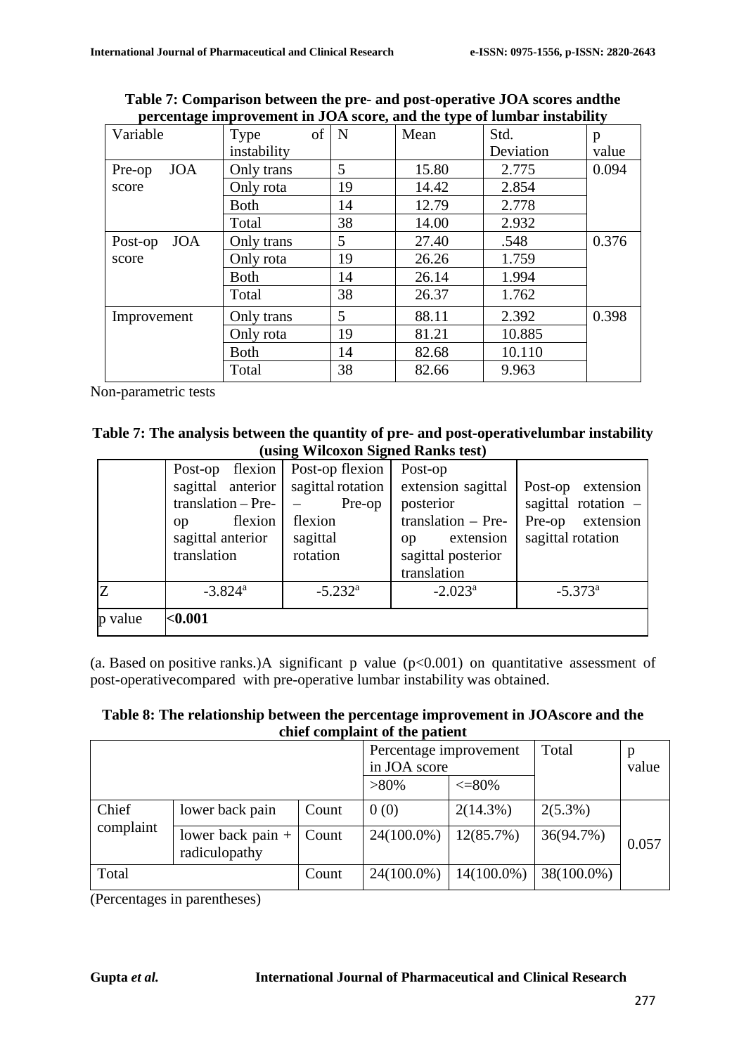**Table 7: Comparison between the pre- and post-operative JOA scores andthe percentage improvement in JOA score, and the type of lumbar instability**

| Variable | Type of instability | N | Mean | Std. Deviation | p value |
|---|---|---|---|---|---|
| Pre-op JOA score | Only trans | 5 | 15.80 | 2.775 | 0.094 |
| | Only rota | 19 | 14.42 | 2.854 | |
| | Both | 14 | 12.79 | 2.778 | |
| | Total | 38 | 14.00 | 2.932 | |
| Post-op JOA score | Only trans | 5 | 27.40 | .548 | 0.376 |
| | Only rota | 19 | 26.26 | 1.759 | |
| | Both | 14 | 26.14 | 1.994 | |
| | Total | 38 | 26.37 | 1.762 | |
| Improvement | Only trans | 5 | 88.11 | 2.392 | 0.398 |
| | Only rota | 19 | 81.21 | 10.885 | |
| | Both | 14 | 82.68 | 10.110 | |
| | Total | 38 | 82.66 | 9.963 | |

Non-parametric tests

**Table 7: The analysis between the quantity of pre- and post-operativelumbar instability (using Wilcoxon Signed Ranks test)**

| | Post-op flexion sagittal anterior translation – Pre-op flexion sagittal anterior translation | Post-op flexion sagittal rotation – Pre-op flexion sagittal rotation | Post-op extension sagittal posterior translation – Pre-op extension sagittal posterior translation | Post-op extension sagittal rotation – Pre-op extension sagittal rotation |
|---|---|---|---|---|
| Z | -3.824[a] | -5.232[a] | -2.023[a] | -5.373[a] |
| p value | **<0.001** | | | |

(a. Based on positive ranks.)A significant p value ($p<0.001$) on quantitative assessment of post-operativecompared with pre-operative lumbar instability was obtained.

**Table 8: The relationship between the percentage improvement in JOAscore and the chief complaint of the patient**

| | | | Percentage improvement in JOA score | | Total | p value |
|---|---|---|---|---|---|---|
| | | | >80% | <=80% | | |
| Chief complaint | lower back pain | Count | 0 (0) | 2(14.3%) | 2(5.3%) | 0.057 |
| | lower back pain + radiculopathy | Count | 24(100.0%) | 12(85.7%) | 36(94.7%) | |
| Total | | Count | 24(100.0%) | 14(100.0%) | 38(100.0%) | |

(Percentages in parentheses)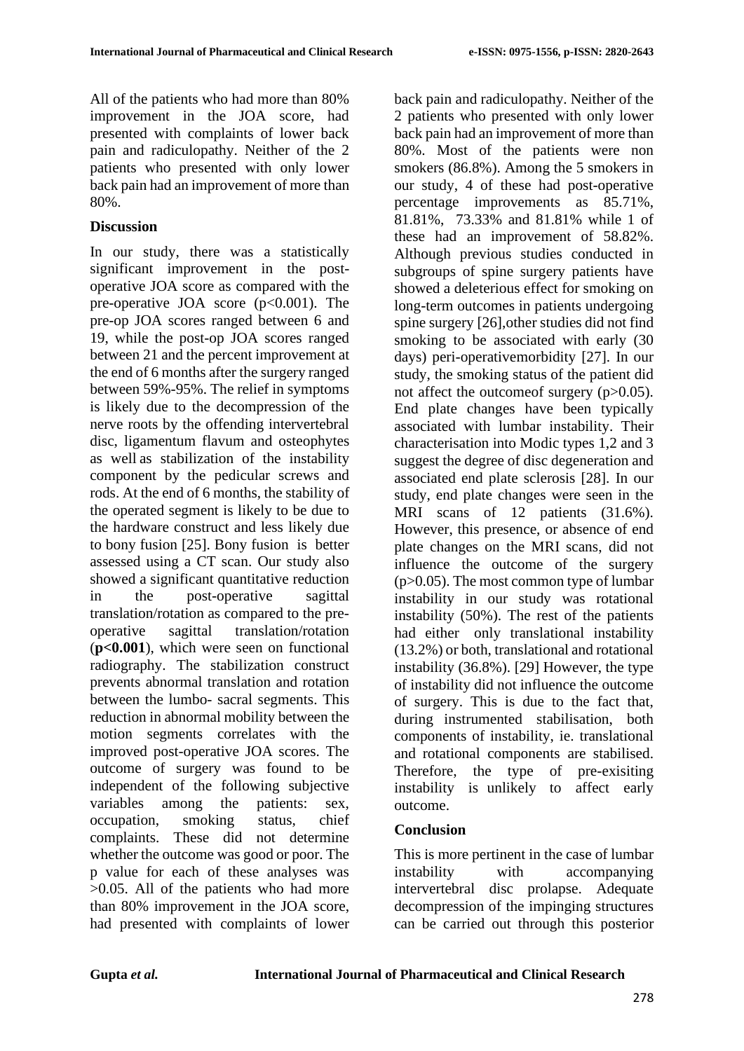All of the patients who had more than 80% improvement in the JOA score, had presented with complaints of lower back pain and radiculopathy. Neither of the 2 patients who presented with only lower back pain had an improvement of more than 80%.

## Discussion

In our study, there was a statistically significant improvement in the post-operative JOA score as compared with the pre-operative JOA score ($p<0.001$). The pre-op JOA scores ranged between 6 and 19, while the post-op JOA scores ranged between 21 and the percent improvement at the end of 6 months after the surgery ranged between 59%-95%. The relief in symptoms is likely due to the decompression of the nerve roots by the offending intervertebral disc, ligamentum flavum and osteophytes as well as stabilization of the instability component by the pedicular screws and rods. At the end of 6 months, the stability of the operated segment is likely to be due to the hardware construct and less likely due to bony fusion [25]. Bony fusion is better assessed using a CT scan. Our study also showed a significant quantitative reduction in the post-operative sagittal translation/rotation as compared to the pre-operative sagittal translation/rotation (**$p<0.001$**), which were seen on functional radiography. The stabilization construct prevents abnormal translation and rotation between the lumbo- sacral segments. This reduction in abnormal mobility between the motion segments correlates with the improved post-operative JOA scores. The outcome of surgery was found to be independent of the following subjective variables among the patients: sex, occupation, smoking status, chief complaints. These did not determine whether the outcome was good or poor. The p value for each of these analyses was $>0.05$. All of the patients who had more than 80% improvement in the JOA score, had presented with complaints of lower back pain and radiculopathy. Neither of the 2 patients who presented with only lower back pain had an improvement of more than 80%. Most of the patients were non smokers (86.8%). Among the 5 smokers in our study, 4 of these had post-operative percentage improvements as 85.71%, 81.81%, 73.33% and 81.81% while 1 of these had an improvement of 58.82%. Although previous studies conducted in subgroups of spine surgery patients have showed a deleterious effect for smoking on long-term outcomes in patients undergoing spine surgery [26],other studies did not find smoking to be associated with early (30 days) peri-operativemorbidity [27]. In our study, the smoking status of the patient did not affect the outcomeof surgery ($p>0.05$). End plate changes have been typically associated with lumbar instability. Their characterisation into Modic types 1,2 and 3 suggest the degree of disc degeneration and associated end plate sclerosis [28]. In our study, end plate changes were seen in the MRI scans of 12 patients (31.6%). However, this presence, or absence of end plate changes on the MRI scans, did not influence the outcome of the surgery ($p>0.05$). The most common type of lumbar instability in our study was rotational instability (50%). The rest of the patients had either only translational instability (13.2%) or both, translational and rotational instability (36.8%). [29] However, the type of instability did not influence the outcome of surgery. This is due to the fact that, during instrumented stabilisation, both components of instability, ie. translational and rotational components are stabilised. Therefore, the type of pre-exisiting instability is unlikely to affect early outcome.

## Conclusion

This is more pertinent in the case of lumbar instability with accompanying intervertebral disc prolapse. Adequate decompression of the impinging structures can be carried out through this posterior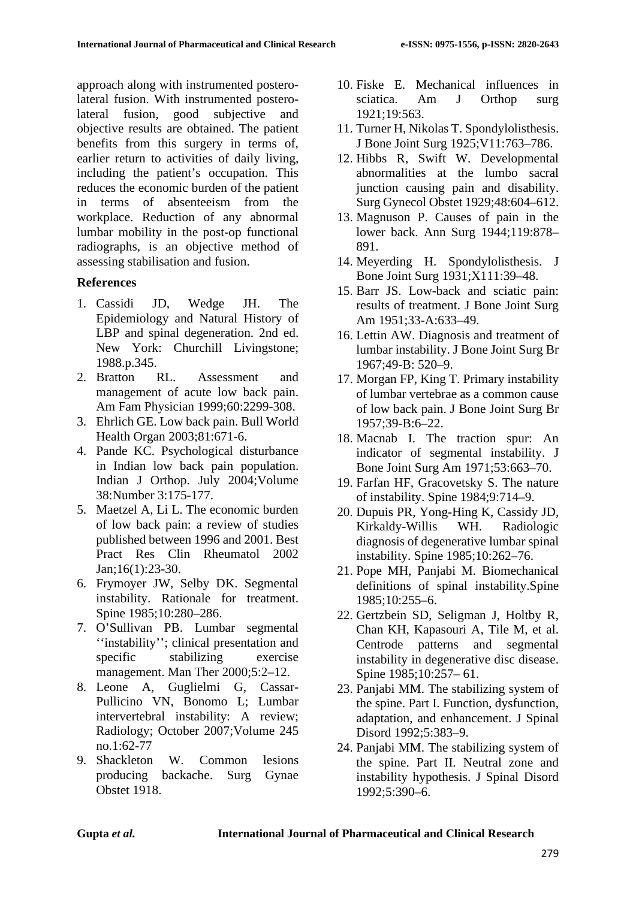approach along with instrumented postero-lateral fusion. With instrumented postero-lateral fusion, good subjective and objective results are obtained. The patient benefits from this surgery in terms of, earlier return to activities of daily living, including the patient's occupation. This reduces the economic burden of the patient in terms of absenteeism from the workplace. Reduction of any abnormal lumbar mobility in the post-op functional radiographs, is an objective method of assessing stabilisation and fusion.

## References

1. Cassidi JD, Wedge JH. The Epidemiology and Natural History of LBP and spinal degeneration. 2nd ed. New York: Churchill Livingstone; 1988.p.345.
2. Bratton RL. Assessment and management of acute low back pain. Am Fam Physician 1999;60:2299-308.
3. Ehrlich GE. Low back pain. Bull World Health Organ 2003;81:671-6.
4. Pande KC. Psychological disturbance in Indian low back pain population. Indian J Orthop. July 2004;Volume 38:Number 3:175-177.
5. Maetzel A, Li L. The economic burden of low back pain: a review of studies published between 1996 and 2001. Best Pract Res Clin Rheumatol 2002 Jan;16(1):23-30.
6. Frymoyer JW, Selby DK. Segmental instability. Rationale for treatment. Spine 1985;10:280–286.
7. O'Sullivan PB. Lumbar segmental ''instability''; clinical presentation and specific stabilizing exercise management. Man Ther 2000;5:2–12.
8. Leone A, Guglielmi G, Cassar-Pullicino VN, Bonomo L; Lumbar intervertebral instability: A review; Radiology; October 2007;Volume 245 no.1:62-77
9. Shackleton W. Common lesions producing backache. Surg Gynae Obstet 1918.
10. Fiske E. Mechanical influences in sciatica. Am J Orthop surg 1921;19:563.
11. Turner H, Nikolas T. Spondylolisthesis. J Bone Joint Surg 1925;V11:763–786.
12. Hibbs R, Swift W. Developmental abnormalities at the lumbo sacral junction causing pain and disability. Surg Gynecol Obstet 1929;48:604–612.
13. Magnuson P. Causes of pain in the lower back. Ann Surg 1944;119:878–891.
14. Meyerding H. Spondylolisthesis. J Bone Joint Surg 1931;X111:39–48.
15. Barr JS. Low-back and sciatic pain: results of treatment. J Bone Joint Surg Am 1951;33-A:633–49.
16. Lettin AW. Diagnosis and treatment of lumbar instability. J Bone Joint Surg Br 1967;49-B: 520–9.
17. Morgan FP, King T. Primary instability of lumbar vertebrae as a common cause of low back pain. J Bone Joint Surg Br 1957;39-B:6–22.
18. Macnab I. The traction spur: An indicator of segmental instability. J Bone Joint Surg Am 1971;53:663–70.
19. Farfan HF, Gracovetsky S. The nature of instability. Spine 1984;9:714–9.
20. Dupuis PR, Yong-Hing K, Cassidy JD, Kirkaldy-Willis WH. Radiologic diagnosis of degenerative lumbar spinal instability. Spine 1985;10:262–76.
21. Pope MH, Panjabi M. Biomechanical definitions of spinal instability.Spine 1985;10:255–6.
22. Gertzbein SD, Seligman J, Holtby R, Chan KH, Kapasouri A, Tile M, et al. Centrode patterns and segmental instability in degenerative disc disease. Spine 1985;10:257– 61.
23. Panjabi MM. The stabilizing system of the spine. Part I. Function, dysfunction, adaptation, and enhancement. J Spinal Disord 1992;5:383–9.
24. Panjabi MM. The stabilizing system of the spine. Part II. Neutral zone and instability hypothesis. J Spinal Disord 1992;5:390–6.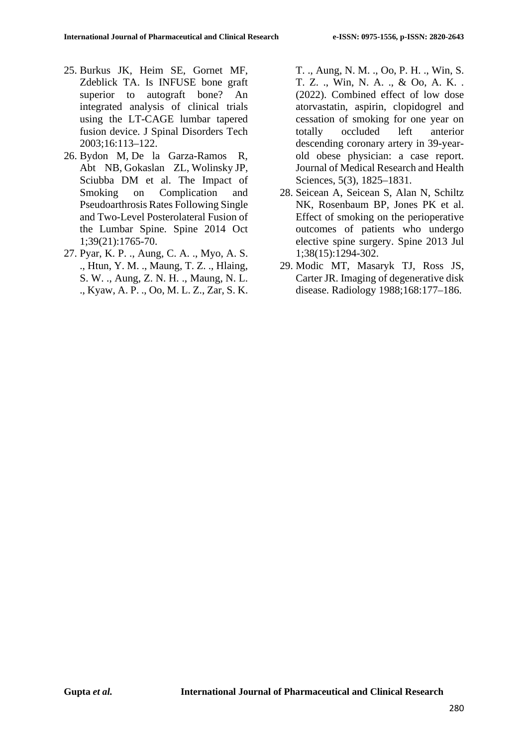25. Burkus JK, Heim SE, Gornet MF, Zdeblick TA. Is INFUSE bone graft superior to autograft bone? An integrated analysis of clinical trials using the LT-CAGE lumbar tapered fusion device. J Spinal Disorders Tech 2003;16:113–122.
26. Bydon M, De la Garza-Ramos R, Abt NB, Gokaslan ZL, Wolinsky JP, Sciubba DM et al. The Impact of Smoking on Complication and Pseudoarthrosis Rates Following Single and Two-Level Posterolateral Fusion of the Lumbar Spine. Spine 2014 Oct 1;39(21):1765-70.
27. Pyar, K. P. ., Aung, C. A. ., Myo, A. S. ., Htun, Y. M. ., Maung, T. Z. ., Hlaing, S. W. ., Aung, Z. N. H. ., Maung, N. L. ., Kyaw, A. P. ., Oo, M. L. Z., Zar, S. K. T. ., Aung, N. M. ., Oo, P. H. ., Win, S. T. Z. ., Win, N. A. ., & Oo, A. K. . (2022). Combined effect of low dose atorvastatin, aspirin, clopidogrel and cessation of smoking for one year on totally occluded left anterior descending coronary artery in 39-year-old obese physician: a case report. Journal of Medical Research and Health Sciences, 5(3), 1825–1831.
28. Seicean A, Seicean S, Alan N, Schiltz NK, Rosenbaum BP, Jones PK et al. Effect of smoking on the perioperative outcomes of patients who undergo elective spine surgery. Spine 2013 Jul 1;38(15):1294-302.
29. Modic MT, Masaryk TJ, Ross JS, Carter JR. Imaging of degenerative disk disease. Radiology 1988;168:177–186.